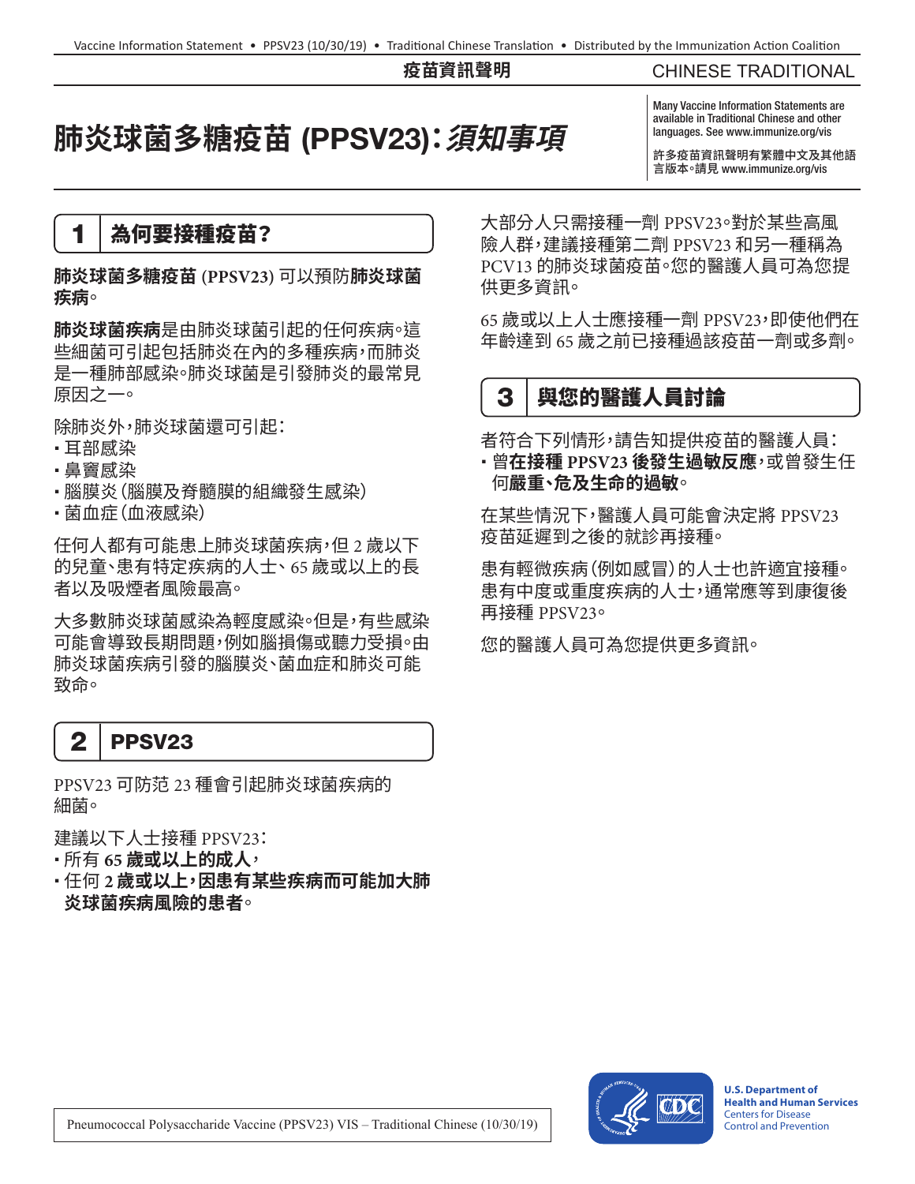疫苗資訊聲明

CHINESE TRADITIONAL

# 肺炎球菌多糖疫苗 (PPSV23)：*須知事項*

Many Vaccine Information Statements are available in Traditional Chinese and other languages. See www.immunize.org/vis

許多疫苗資訊聲明有繁體中文及其他語言版本。請見 www.immunize.org/vis

## 1 為何要接種疫苗？

**肺炎球菌多糖疫苗 (PPSV23)** 可以預防**肺炎球菌疾病**。

**肺炎球菌疾病**是由肺炎球菌引起的任何疾病。這些細菌可引起包括肺炎在內的多種疾病，而肺炎是一種肺部感染。肺炎球菌是引發肺炎的最常見原因之一。

除肺炎外，肺炎球菌還可引起：

- 耳部感染
- 鼻竇感染
- 腦膜炎（腦膜及脊髓膜的組織發生感染）
- 菌血症（血液感染）

任何人都有可能患上肺炎球菌疾病，但 2 歲以下的兒童、患有特定疾病的人士、65 歲或以上的長者以及吸煙者風險最高。

大多數肺炎球菌感染為輕度感染。但是，有些感染可能會導致長期問題，例如腦損傷或聽力受損。由肺炎球菌疾病引發的腦膜炎、菌血症和肺炎可能致命。

## 2 PPSV23

PPSV23 可防范 23 種會引起肺炎球菌疾病的細菌。

建議以下人士接種 PPSV23：

- 所有 **65 歲或以上的成人**，
- 任何 **2 歲或以上，因患有某些疾病而可能加大肺炎球菌疾病風險的患者**。

大部分人只需接種一劑 PPSV23。對於某些高風險人群，建議接種第二劑 PPSV23 和另一種稱為 PCV13 的肺炎球菌疫苗。您的醫護人員可為您提供更多資訊。

65 歲或以上人士應接種一劑 PPSV23，即使他們在年齡達到 65 歲之前已接種過該疫苗一劑或多劑。

## 3 與您的醫護人員討論

者符合下列情形，請告知提供疫苗的醫護人員：

- 曾**在接種 PPSV23 後發生過敏反應**，或曾發生任何**嚴重、危及生命的過敏**。

在某些情況下，醫護人員可能會決定將 PPSV23 疫苗延遲到之後的就診再接種。

患有輕微疾病（例如感冒）的人士也許適宜接種。患有中度或重度疾病的人士，通常應等到康復後再接種 PPSV23。

您的醫護人員可為您提供更多資訊。

Pneumococcal Polysaccharide Vaccine (PPSV23) VIS – Traditional Chinese (10/30/19)

U.S. Department of Health and Human Services
Centers for Disease Control and Prevention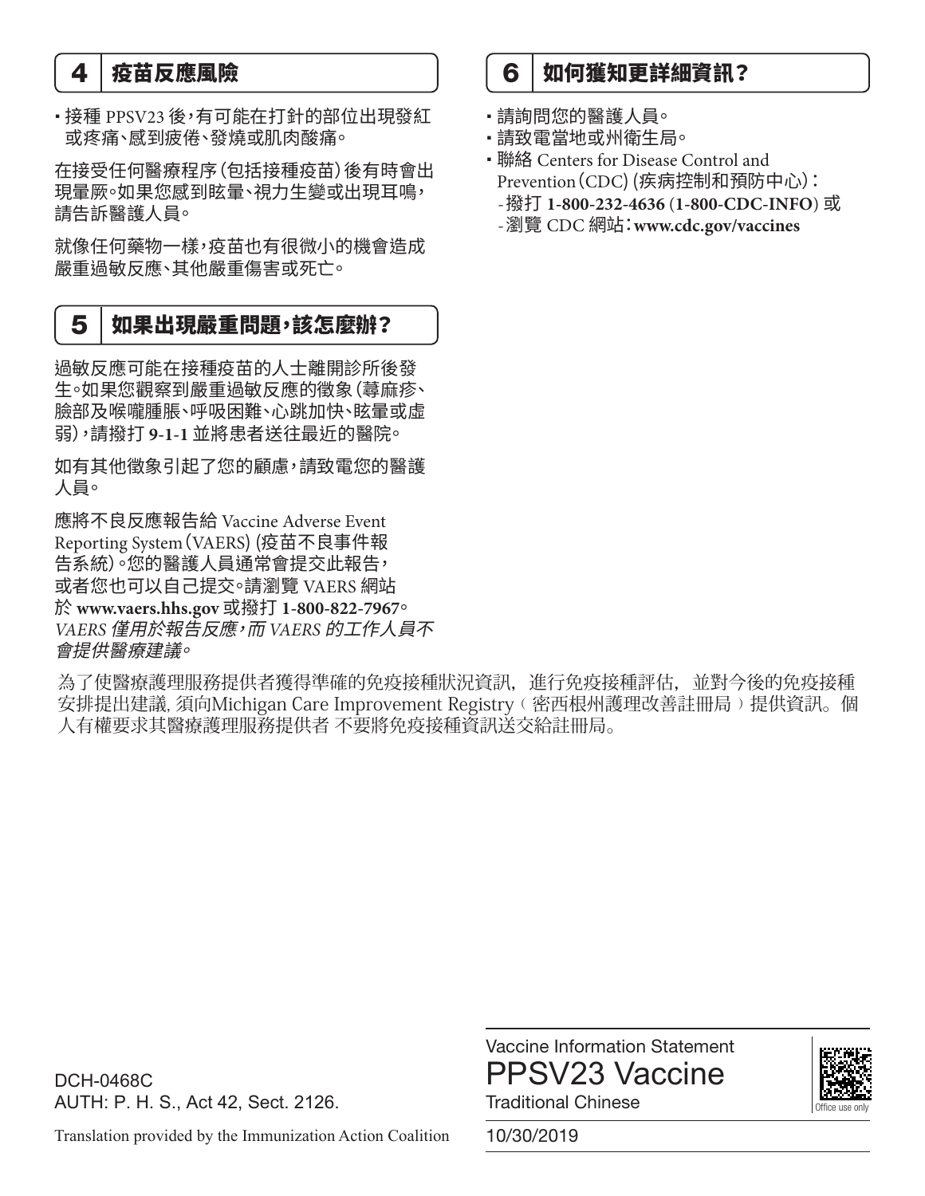## 4 疫苗反應風險

- 接種 PPSV23 後，有可能在打針的部位出現發紅或疼痛、感到疲倦、發燒或肌肉酸痛。

在接受任何醫療程序（包括接種疫苗）後有時會出現暈厥。如果您感到眩暈、視力生變或出現耳鳴，請告訴醫護人員。

就像任何藥物一樣，疫苗也有很微小的機會造成嚴重過敏反應、其他嚴重傷害或死亡。

## 5 如果出現嚴重問題，該怎麼辦？

過敏反應可能在接種疫苗的人士離開診所後發生。如果您觀察到嚴重過敏反應的徵象（蕁麻疹、臉部及喉嚨腫脹、呼吸困難、心跳加快、眩暈或虛弱），請撥打 **9-1-1** 並將患者送往最近的醫院。

如有其他徵象引起了您的顧慮，請致電您的醫護人員。

應將不良反應報告給 Vaccine Adverse Event Reporting System（VAERS）(疫苗不良事件報告系統)。您的醫護人員通常會提交此報告，或者您也可以自己提交。請瀏覽 VAERS 網站於 **www.vaers.hhs.gov** 或撥打 **1-800-822-7967**。*VAERS 僅用於報告反應，而 VAERS 的工作人員不會提供醫療建議。*

## 6 如何獲知更詳細資訊？

- 請詢問您的醫護人員。
- 請致電當地或州衛生局。
- 聯絡 Centers for Disease Control and Prevention（CDC）(疾病控制和預防中心)：
  - 撥打 **1-800-232-4636**（**1-800-CDC-INFO**）或
  - 瀏覽 CDC 網站：**www.cdc.gov/vaccines**

為了使醫療護理服務提供者獲得準確的免疫接種狀況資訊，進行免疫接種評估，並對今後的免疫接種安排提出建議，須向Michigan Care Improvement Registry（密西根州護理改善註冊局）提供資訊。個人有權要求其醫療護理服務提供者 不要將免疫接種資訊送交給註冊局。

DCH-0468C
AUTH: P. H. S., Act 42, Sect. 2126.

Vaccine Information Statement
PPSV23 Vaccine
Traditional Chinese

Office use only

10/30/2019

Translation provided by the Immunization Action Coalition